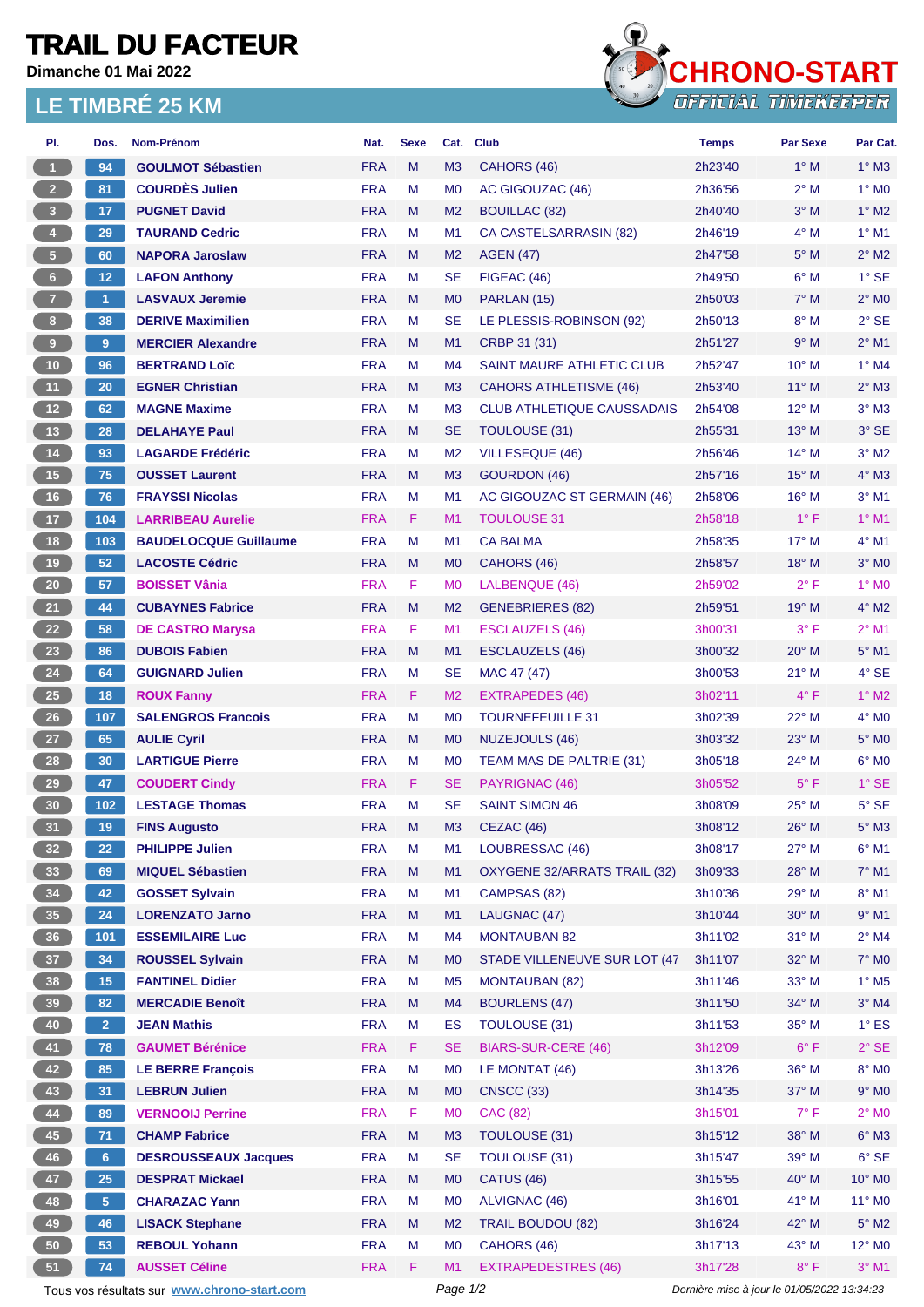# TRAIL DU FACTEUR

**Dimanche 01 Mai 2022**

## LE TIMBRÉ 25 KM

CHRONO-START
OFFICIAL TIMEKEEPER

| Pl. | Dos. | Nom-Prénom | Nat. | Sexe | Cat. | Club | Temps | Par Sexe | Par Cat. |
|---|---|---|---|---|---|---|---|---|---|
| 1 | 94 | GOULMOT Sébastien | FRA | M | M3 | CAHORS (46) | 2h23'40 | 1° M | 1° M3 |
| 2 | 81 | COURDÈS Julien | FRA | M | M0 | AC GIGOUZAC (46) | 2h36'56 | 2° M | 1° M0 |
| 3 | 17 | PUGNET David | FRA | M | M2 | BOUILLAC (82) | 2h40'40 | 3° M | 1° M2 |
| 4 | 29 | TAURAND Cedric | FRA | M | M1 | CA CASTELSARRASIN (82) | 2h46'19 | 4° M | 1° M1 |
| 5 | 60 | NAPORA Jaroslaw | FRA | M | M2 | AGEN (47) | 2h47'58 | 5° M | 2° M2 |
| 6 | 12 | LAFON Anthony | FRA | M | SE | FIGEAC (46) | 2h49'50 | 6° M | 1° SE |
| 7 | 1 | LASVAUX Jeremie | FRA | M | M0 | PARLAN (15) | 2h50'03 | 7° M | 2° M0 |
| 8 | 38 | DERIVE Maximilien | FRA | M | SE | LE PLESSIS-ROBINSON (92) | 2h50'13 | 8° M | 2° SE |
| 9 | 9 | MERCIER Alexandre | FRA | M | M1 | CRBP 31 (31) | 2h51'27 | 9° M | 2° M1 |
| 10 | 96 | BERTRAND Loïc | FRA | M | M4 | SAINT MAURE ATHLETIC CLUB | 2h52'47 | 10° M | 1° M4 |
| 11 | 20 | EGNER Christian | FRA | M | M3 | CAHORS ATHLETISME (46) | 2h53'40 | 11° M | 2° M3 |
| 12 | 62 | MAGNE Maxime | FRA | M | M3 | CLUB ATHLETIQUE CAUSSADAIS | 2h54'08 | 12° M | 3° M3 |
| 13 | 28 | DELAHAYE Paul | FRA | M | SE | TOULOUSE (31) | 2h55'31 | 13° M | 3° SE |
| 14 | 93 | LAGARDE Frédéric | FRA | M | M2 | VILLESEQUE (46) | 2h56'46 | 14° M | 3° M2 |
| 15 | 75 | OUSSET Laurent | FRA | M | M3 | GOURDON (46) | 2h57'16 | 15° M | 4° M3 |
| 16 | 76 | FRAYSSI Nicolas | FRA | M | M1 | AC GIGOUZAC ST GERMAIN (46) | 2h58'06 | 16° M | 3° M1 |
| 17 | 104 | LARRIBEAU Aurelie | FRA | F | M1 | TOULOUSE 31 | 2h58'18 | 1° F | 1° M1 |
| 18 | 103 | BAUDELOCQUE Guillaume | FRA | M | M1 | CA BALMA | 2h58'35 | 17° M | 4° M1 |
| 19 | 52 | LACOSTE Cédric | FRA | M | M0 | CAHORS (46) | 2h58'57 | 18° M | 3° M0 |
| 20 | 57 | BOISSET Vânia | FRA | F | M0 | LALBENQUE (46) | 2h59'02 | 2° F | 1° M0 |
| 21 | 44 | CUBAYNES Fabrice | FRA | M | M2 | GENEBRIERES (82) | 2h59'51 | 19° M | 4° M2 |
| 22 | 58 | DE CASTRO Marysa | FRA | F | M1 | ESCLAUZELS (46) | 3h00'31 | 3° F | 2° M1 |
| 23 | 86 | DUBOIS Fabien | FRA | M | M1 | ESCLAUZELS (46) | 3h00'32 | 20° M | 5° M1 |
| 24 | 64 | GUIGNARD Julien | FRA | M | SE | MAC 47 (47) | 3h00'53 | 21° M | 4° SE |
| 25 | 18 | ROUX Fanny | FRA | F | M2 | EXTRAPEDES (46) | 3h02'11 | 4° F | 1° M2 |
| 26 | 107 | SALENGROS Francois | FRA | M | M0 | TOURNEFEUILLE 31 | 3h02'39 | 22° M | 4° M0 |
| 27 | 65 | AULIE Cyril | FRA | M | M0 | NUZEJOULS (46) | 3h03'32 | 23° M | 5° M0 |
| 28 | 30 | LARTIGUE Pierre | FRA | M | M0 | TEAM MAS DE PALTRIE (31) | 3h05'18 | 24° M | 6° M0 |
| 29 | 47 | COUDERT Cindy | FRA | F | SE | PAYRIGNAC (46) | 3h05'52 | 5° F | 1° SE |
| 30 | 102 | LESTAGE Thomas | FRA | M | SE | SAINT SIMON 46 | 3h08'09 | 25° M | 5° SE |
| 31 | 19 | FINS Augusto | FRA | M | M3 | CEZAC (46) | 3h08'12 | 26° M | 5° M3 |
| 32 | 22 | PHILIPPE Julien | FRA | M | M1 | LOUBRESSAC (46) | 3h08'17 | 27° M | 6° M1 |
| 33 | 69 | MIQUEL Sébastien | FRA | M | M1 | OXYGENE 32/ARRATS TRAIL (32) | 3h09'33 | 28° M | 7° M1 |
| 34 | 42 | GOSSET Sylvain | FRA | M | M1 | CAMPSAS (82) | 3h10'36 | 29° M | 8° M1 |
| 35 | 24 | LORENZATO Jarno | FRA | M | M1 | LAUGNAC (47) | 3h10'44 | 30° M | 9° M1 |
| 36 | 101 | ESSEMILAIRE Luc | FRA | M | M4 | MONTAUBAN 82 | 3h11'02 | 31° M | 2° M4 |
| 37 | 34 | ROUSSEL Sylvain | FRA | M | M0 | STADE VILLENEUVE SUR LOT (47 | 3h11'07 | 32° M | 7° M0 |
| 38 | 15 | FANTINEL Didier | FRA | M | M5 | MONTAUBAN (82) | 3h11'46 | 33° M | 1° M5 |
| 39 | 82 | MERCADIE Benoît | FRA | M | M4 | BOURLENS (47) | 3h11'50 | 34° M | 3° M4 |
| 40 | 2 | JEAN Mathis | FRA | M | ES | TOULOUSE (31) | 3h11'53 | 35° M | 1° ES |
| 41 | 78 | GAUMET Bérénice | FRA | F | SE | BIARS-SUR-CERE (46) | 3h12'09 | 6° F | 2° SE |
| 42 | 85 | LE BERRE François | FRA | M | M0 | LE MONTAT (46) | 3h13'26 | 36° M | 8° M0 |
| 43 | 31 | LEBRUN Julien | FRA | M | M0 | CNSCC (33) | 3h14'35 | 37° M | 9° M0 |
| 44 | 89 | VERNOOIJ Perrine | FRA | F | M0 | CAC (82) | 3h15'01 | 7° F | 2° M0 |
| 45 | 71 | CHAMP Fabrice | FRA | M | M3 | TOULOUSE (31) | 3h15'12 | 38° M | 6° M3 |
| 46 | 6 | DESROUSSEAUX Jacques | FRA | M | SE | TOULOUSE (31) | 3h15'47 | 39° M | 6° SE |
| 47 | 25 | DESPRAT Mickael | FRA | M | M0 | CATUS (46) | 3h15'55 | 40° M | 10° M0 |
| 48 | 5 | CHARAZAC Yann | FRA | M | M0 | ALVIGNAC (46) | 3h16'01 | 41° M | 11° M0 |
| 49 | 46 | LISACK Stephane | FRA | M | M2 | TRAIL BOUDOU (82) | 3h16'24 | 42° M | 5° M2 |
| 50 | 53 | REBOUL Yohann | FRA | M | M0 | CAHORS (46) | 3h17'13 | 43° M | 12° M0 |
| 51 | 74 | AUSSET Céline | FRA | F | M1 | EXTRAPEDESTRES (46) | 3h17'28 | 8° F | 3° M1 |

Tous vos résultats sur www.chrono-start.com

Dernière mise à jour le 01/05/2022 13:34:23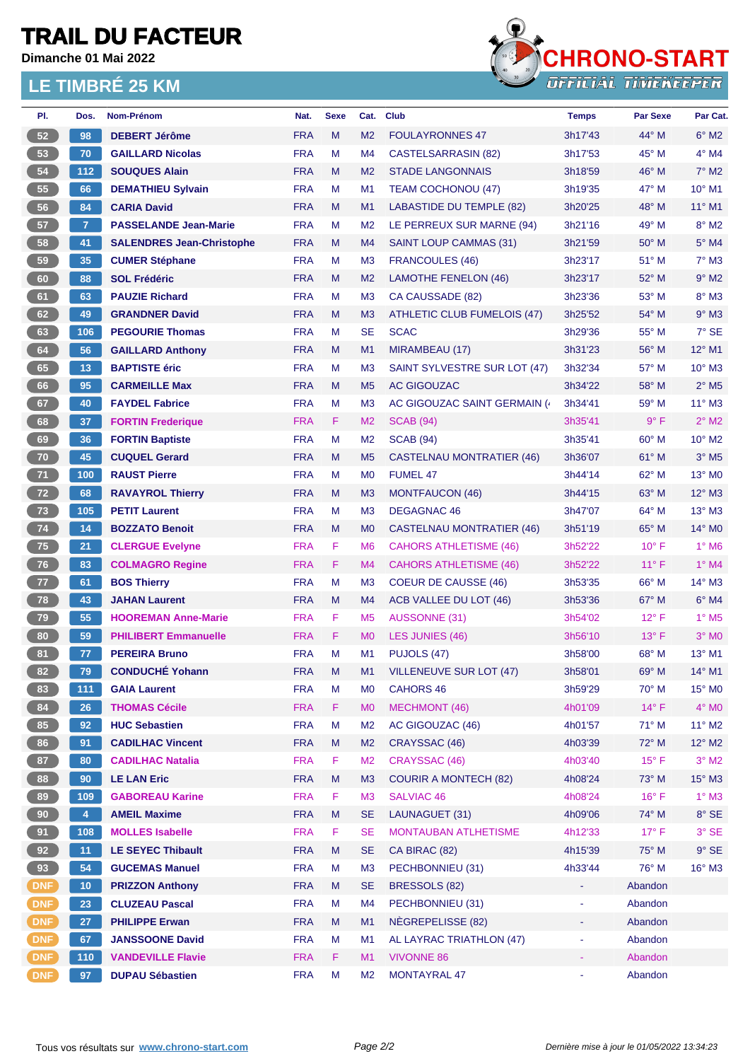# TRAIL DU FACTEUR

Dimanche 01 Mai 2022

## LE TIMBRÉ 25 KM

CHRONO-START OFFICIAL TIMEKEEPER

| Pl. | Dos. | Nom-Prénom | Nat. | Sexe | Cat. | Club | Temps | Par Sexe | Par Cat. |
|---|---|---|---|---|---|---|---|---|---|
| 52 | 98 | DEBERT Jérôme | FRA | M | M2 | FOULAYRONNES 47 | 3h17'43 | 44° M | 6° M2 |
| 53 | 70 | GAILLARD Nicolas | FRA | M | M4 | CASTELSARRASIN (82) | 3h17'53 | 45° M | 4° M4 |
| 54 | 112 | SOUQUES Alain | FRA | M | M2 | STADE LANGONNAIS | 3h18'59 | 46° M | 7° M2 |
| 55 | 66 | DEMATHIEU Sylvain | FRA | M | M1 | TEAM COCHONOU (47) | 3h19'35 | 47° M | 10° M1 |
| 56 | 84 | CARIA David | FRA | M | M1 | LABASTIDE DU TEMPLE (82) | 3h20'25 | 48° M | 11° M1 |
| 57 | 7 | PASSELANDE Jean-Marie | FRA | M | M2 | LE PERREUX SUR MARNE (94) | 3h21'16 | 49° M | 8° M2 |
| 58 | 41 | SALENDRES Jean-Christophe | FRA | M | M4 | SAINT LOUP CAMMAS (31) | 3h21'59 | 50° M | 5° M4 |
| 59 | 35 | CUMER Stéphane | FRA | M | M3 | FRANCOULES (46) | 3h23'17 | 51° M | 7° M3 |
| 60 | 88 | SOL Frédéric | FRA | M | M2 | LAMOTHE FENELON (46) | 3h23'17 | 52° M | 9° M2 |
| 61 | 63 | PAUZIE Richard | FRA | M | M3 | CA CAUSSADE (82) | 3h23'36 | 53° M | 8° M3 |
| 62 | 49 | GRANDNER David | FRA | M | M3 | ATHLETIC CLUB FUMELOIS (47) | 3h25'52 | 54° M | 9° M3 |
| 63 | 106 | PEGOURIE Thomas | FRA | M | SE | SCAC | 3h29'36 | 55° M | 7° SE |
| 64 | 56 | GAILLARD Anthony | FRA | M | M1 | MIRAMBEAU (17) | 3h31'23 | 56° M | 12° M1 |
| 65 | 13 | BAPTISTE éric | FRA | M | M3 | SAINT SYLVESTRE SUR LOT (47) | 3h32'34 | 57° M | 10° M3 |
| 66 | 95 | CARMEILLE Max | FRA | M | M5 | AC GIGOUZAC | 3h34'22 | 58° M | 2° M5 |
| 67 | 40 | FAYDEL Fabrice | FRA | M | M3 | AC GIGOUZAC SAINT GERMAIN ( | 3h34'41 | 59° M | 11° M3 |
| 68 | 37 | FORTIN Frederique | FRA | F | M2 | SCAB (94) | 3h35'41 | 9° F | 2° M2 |
| 69 | 36 | FORTIN Baptiste | FRA | M | M2 | SCAB (94) | 3h35'41 | 60° M | 10° M2 |
| 70 | 45 | CUQUEL Gerard | FRA | M | M5 | CASTELNAU MONTRATIER (46) | 3h36'07 | 61° M | 3° M5 |
| 71 | 100 | RAUST Pierre | FRA | M | M0 | FUMEL 47 | 3h44'14 | 62° M | 13° M0 |
| 72 | 68 | RAVAYROL Thierry | FRA | M | M3 | MONTFAUCON (46) | 3h44'15 | 63° M | 12° M3 |
| 73 | 105 | PETIT Laurent | FRA | M | M3 | DEGAGNAC 46 | 3h47'07 | 64° M | 13° M3 |
| 74 | 14 | BOZZATO Benoit | FRA | M | M0 | CASTELNAU MONTRATIER (46) | 3h51'19 | 65° M | 14° M0 |
| 75 | 21 | CLERGUE Evelyne | FRA | F | M6 | CAHORS ATHLETISME (46) | 3h52'22 | 10° F | 1° M6 |
| 76 | 83 | COLMAGRO Regine | FRA | F | M4 | CAHORS ATHLETISME (46) | 3h52'22 | 11° F | 1° M4 |
| 77 | 61 | BOS Thierry | FRA | M | M3 | COEUR DE CAUSSE (46) | 3h53'35 | 66° M | 14° M3 |
| 78 | 43 | JAHAN Laurent | FRA | M | M4 | ACB VALLEE DU LOT (46) | 3h53'36 | 67° M | 6° M4 |
| 79 | 55 | HOOREMAN Anne-Marie | FRA | F | M5 | AUSSONNE (31) | 3h54'02 | 12° F | 1° M5 |
| 80 | 59 | PHILIBERT Emmanuelle | FRA | F | M0 | LES JUNIES (46) | 3h56'10 | 13° F | 3° M0 |
| 81 | 77 | PEREIRA Bruno | FRA | M | M1 | PUJOLS (47) | 3h58'00 | 68° M | 13° M1 |
| 82 | 79 | CONDUCHÉ Yohann | FRA | M | M1 | VILLENEUVE SUR LOT (47) | 3h58'01 | 69° M | 14° M1 |
| 83 | 111 | GAIA Laurent | FRA | M | M0 | CAHORS 46 | 3h59'29 | 70° M | 15° M0 |
| 84 | 26 | THOMAS Cécile | FRA | F | M0 | MECHMONT (46) | 4h01'09 | 14° F | 4° M0 |
| 85 | 92 | HUC Sebastien | FRA | M | M2 | AC GIGOUZAC (46) | 4h01'57 | 71° M | 11° M2 |
| 86 | 91 | CADILHAC Vincent | FRA | M | M2 | CRAYSSAC (46) | 4h03'39 | 72° M | 12° M2 |
| 87 | 80 | CADILHAC Natalia | FRA | F | M2 | CRAYSSAC (46) | 4h03'40 | 15° F | 3° M2 |
| 88 | 90 | LE LAN Eric | FRA | M | M3 | COURIR A MONTECH (82) | 4h08'24 | 73° M | 15° M3 |
| 89 | 109 | GABOREAU Karine | FRA | F | M3 | SALVIAC 46 | 4h08'24 | 16° F | 1° M3 |
| 90 | 4 | AMEIL Maxime | FRA | M | SE | LAUNAGUET (31) | 4h09'06 | 74° M | 8° SE |
| 91 | 108 | MOLLES Isabelle | FRA | F | SE | MONTAUBAN ATLHETISME | 4h12'33 | 17° F | 3° SE |
| 92 | 11 | LE SEYEC Thibault | FRA | M | SE | CA BIRAC (82) | 4h15'39 | 75° M | 9° SE |
| 93 | 54 | GUCEMAS Manuel | FRA | M | M3 | PECHBONNIEU (31) | 4h33'44 | 76° M | 16° M3 |
| DNF | 10 | PRIZZON Anthony | FRA | M | SE | BRESSOLS (82) | - | Abandon | |
| DNF | 23 | CLUZEAU Pascal | FRA | M | M4 | PECHBONNIEU (31) | - | Abandon | |
| DNF | 27 | PHILIPPE Erwan | FRA | M | M1 | NÈGREPELISSE (82) | - | Abandon | |
| DNF | 67 | JANSSOONE David | FRA | M | M1 | AL LAYRAC TRIATHLON (47) | - | Abandon | |
| DNF | 110 | VANDEVILLE Flavie | FRA | F | M1 | VIVONNE 86 | - | Abandon | |
| DNF | 97 | DUPAU Sébastien | FRA | M | M2 | MONTAYRAL 47 | - | Abandon | |

Tous vos résultats sur www.chrono-start.com

Dernière mise à jour le 01/05/2022 13:34:23